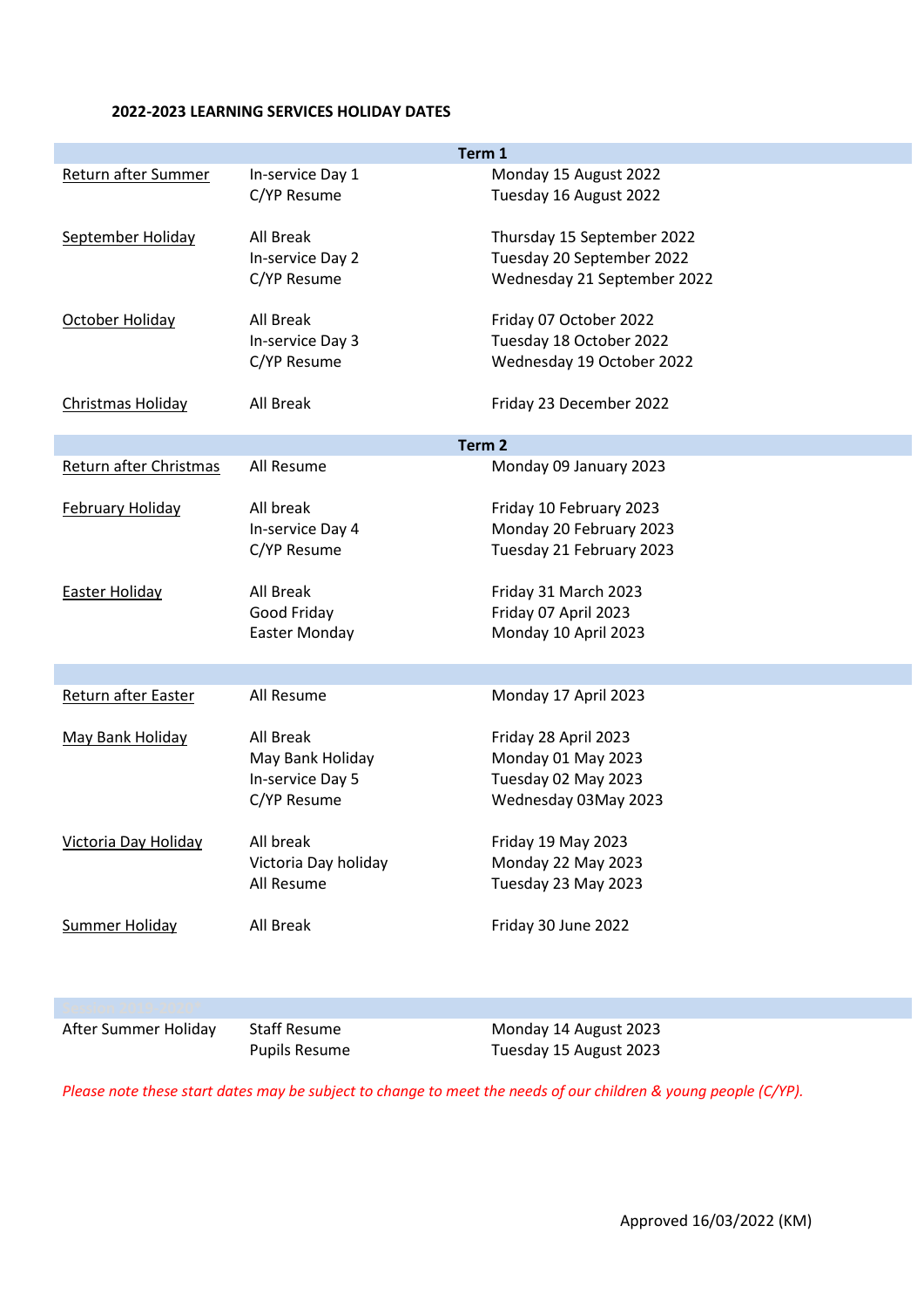**2022-2023 LEARNING SERVICES HOLIDAY DATES**

| | Term 1 | |
|---|---|---|
| Return after Summer | In-service Day 1 | Monday 15 August 2022 |
| | C/YP Resume | Tuesday 16 August 2022 |
| September Holiday | All Break | Thursday 15 September 2022 |
| | In-service Day 2 | Tuesday 20 September 2022 |
| | C/YP Resume | Wednesday 21 September 2022 |
| October Holiday | All Break | Friday 07 October 2022 |
| | In-service Day 3 | Tuesday 18 October 2022 |
| | C/YP Resume | Wednesday 19 October 2022 |
| Christmas Holiday | All Break | Friday 23 December 2022 |
| | **Term 2** | |
| Return after Christmas | All Resume | Monday 09 January 2023 |
| February Holiday | All break | Friday 10 February 2023 |
| | In-service Day 4 | Monday 20 February 2023 |
| | C/YP Resume | Tuesday 21 February 2023 |
| Easter Holiday | All Break | Friday 31 March 2023 |
| | Good Friday | Friday 07 April 2023 |
| | Easter Monday | Monday 10 April 2023 |
| | | |
| Return after Easter | All Resume | Monday 17 April 2023 |
| May Bank Holiday | All Break | Friday 28 April 2023 |
| | May Bank Holiday | Monday 01 May 2023 |
| | In-service Day 5 | Tuesday 02 May 2023 |
| | C/YP Resume | Wednesday 03May 2023 |
| Victoria Day Holiday | All break | Friday 19 May 2023 |
| | Victoria Day holiday | Monday 22 May 2023 |
| | All Resume | Tuesday 23 May 2023 |
| Summer Holiday | All Break | Friday 30 June 2022 |
| | | |
| After Summer Holiday | Staff Resume | Monday 14 August 2023 |
| | Pupils Resume | Tuesday 15 August 2023 |

*Please note these start dates may be subject to change to meet the needs of our children & young people (C/YP).*

Approved 16/03/2022 (KM)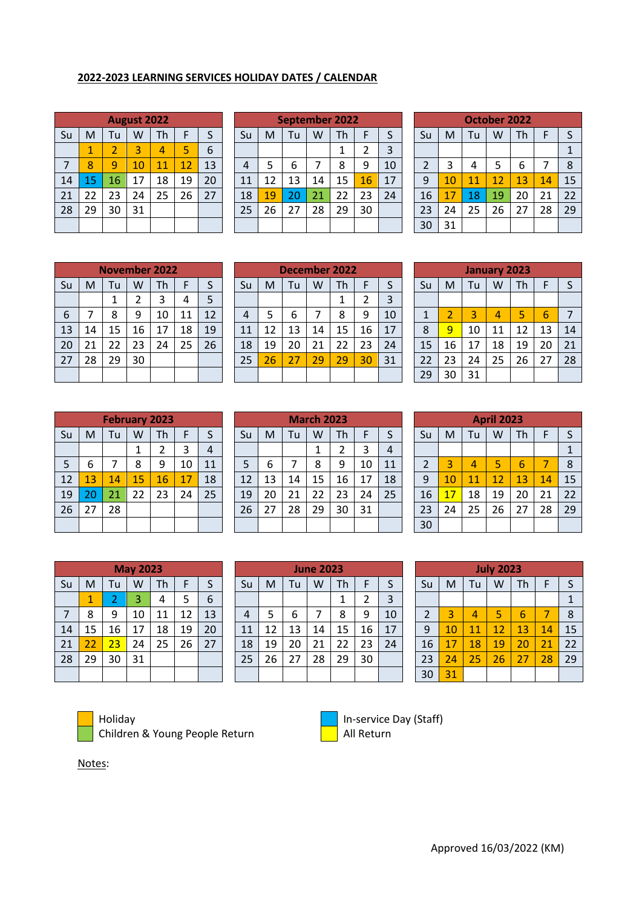## 2022-2023 LEARNING SERVICES HOLIDAY DATES / CALENDAR

| August 2022 | | | | | | |
|---|---|---|---|---|---|---|
| Su | M | Tu | W | Th | F | S |
| | 1 | 2 | 3 | 4 | 5 | 6 |
| 7 | 8 | 9 | 10 | 11 | 12 | 13 |
| 14 | 15 | 16 | 17 | 18 | 19 | 20 |
| 21 | 22 | 23 | 24 | 25 | 26 | 27 |
| 28 | 29 | 30 | 31 | | | |

| September 2022 | | | | | | |
|---|---|---|---|---|---|---|
| Su | M | Tu | W | Th | F | S |
| | | | | 1 | 2 | 3 |
| 4 | 5 | 6 | 7 | 8 | 9 | 10 |
| 11 | 12 | 13 | 14 | 15 | 16 | 17 |
| 18 | 19 | 20 | 21 | 22 | 23 | 24 |
| 25 | 26 | 27 | 28 | 29 | 30 | |

| October 2022 | | | | | | |
|---|---|---|---|---|---|---|
| Su | M | Tu | W | Th | F | S |
| | | | | | | 1 |
| 2 | 3 | 4 | 5 | 6 | 7 | 8 |
| 9 | 10 | 11 | 12 | 13 | 14 | 15 |
| 16 | 17 | 18 | 19 | 20 | 21 | 22 |
| 23 | 24 | 25 | 26 | 27 | 28 | 29 |
| 30 | 31 | | | | | |

| November 2022 | | | | | | |
|---|---|---|---|---|---|---|
| Su | M | Tu | W | Th | F | S |
| | | 1 | 2 | 3 | 4 | 5 |
| 6 | 7 | 8 | 9 | 10 | 11 | 12 |
| 13 | 14 | 15 | 16 | 17 | 18 | 19 |
| 20 | 21 | 22 | 23 | 24 | 25 | 26 |
| 27 | 28 | 29 | 30 | | | |

| December 2022 | | | | | | |
|---|---|---|---|---|---|---|
| Su | M | Tu | W | Th | F | S |
| | | | | 1 | 2 | 3 |
| 4 | 5 | 6 | 7 | 8 | 9 | 10 |
| 11 | 12 | 13 | 14 | 15 | 16 | 17 |
| 18 | 19 | 20 | 21 | 22 | 23 | 24 |
| 25 | 26 | 27 | 29 | 29 | 30 | 31 |

| January 2023 | | | | | | |
|---|---|---|---|---|---|---|
| Su | M | Tu | W | Th | F | S |
| 1 | 2 | 3 | 4 | 5 | 6 | 7 |
| 8 | 9 | 10 | 11 | 12 | 13 | 14 |
| 15 | 16 | 17 | 18 | 19 | 20 | 21 |
| 22 | 23 | 24 | 25 | 26 | 27 | 28 |
| 29 | 30 | 31 | | | | |

| February 2023 | | | | | | |
|---|---|---|---|---|---|---|
| Su | M | Tu | W | Th | F | S |
| | | | 1 | 2 | 3 | 4 |
| 5 | 6 | 7 | 8 | 9 | 10 | 11 |
| 12 | 13 | 14 | 15 | 16 | 17 | 18 |
| 19 | 20 | 21 | 22 | 23 | 24 | 25 |
| 26 | 27 | 28 | | | | |

| March 2023 | | | | | | |
|---|---|---|---|---|---|---|
| Su | M | Tu | W | Th | F | S |
| | | | 1 | 2 | 3 | 4 |
| 5 | 6 | 7 | 8 | 9 | 10 | 11 |
| 12 | 13 | 14 | 15 | 16 | 17 | 18 |
| 19 | 20 | 21 | 22 | 23 | 24 | 25 |
| 26 | 27 | 28 | 29 | 30 | 31 | |

| April 2023 | | | | | | |
|---|---|---|---|---|---|---|
| Su | M | Tu | W | Th | F | S |
| | | | | | | 1 |
| 2 | 3 | 4 | 5 | 6 | 7 | 8 |
| 9 | 10 | 11 | 12 | 13 | 14 | 15 |
| 16 | 17 | 18 | 19 | 20 | 21 | 22 |
| 23 | 24 | 25 | 26 | 27 | 28 | 29 |
| 30 | | | | | | |

| May 2023 | | | | | | |
|---|---|---|---|---|---|---|
| Su | M | Tu | W | Th | F | S |
| | 1 | 2 | 3 | 4 | 5 | 6 |
| 7 | 8 | 9 | 10 | 11 | 12 | 13 |
| 14 | 15 | 16 | 17 | 18 | 19 | 20 |
| 21 | 22 | 23 | 24 | 25 | 26 | 27 |
| 28 | 29 | 30 | 31 | | | |

| June 2023 | | | | | | |
|---|---|---|---|---|---|---|
| Su | M | Tu | W | Th | F | S |
| | | | | 1 | 2 | 3 |
| 4 | 5 | 6 | 7 | 8 | 9 | 10 |
| 11 | 12 | 13 | 14 | 15 | 16 | 17 |
| 18 | 19 | 20 | 21 | 22 | 23 | 24 |
| 25 | 26 | 27 | 28 | 29 | 30 | |

| July 2023 | | | | | | |
|---|---|---|---|---|---|---|
| Su | M | Tu | W | Th | F | S |
| | | | | | | 1 |
| 2 | 3 | 4 | 5 | 6 | 7 | 8 |
| 9 | 10 | 11 | 12 | 13 | 14 | 15 |
| 16 | 17 | 18 | 19 | 20 | 21 | 22 |
| 23 | 24 | 25 | 26 | 27 | 28 | 29 |
| 30 | 31 | | | | | |

Holiday
Children & Young People Return

In-service Day (Staff)
All Return

Notes:

Approved 16/03/2022 (KM)